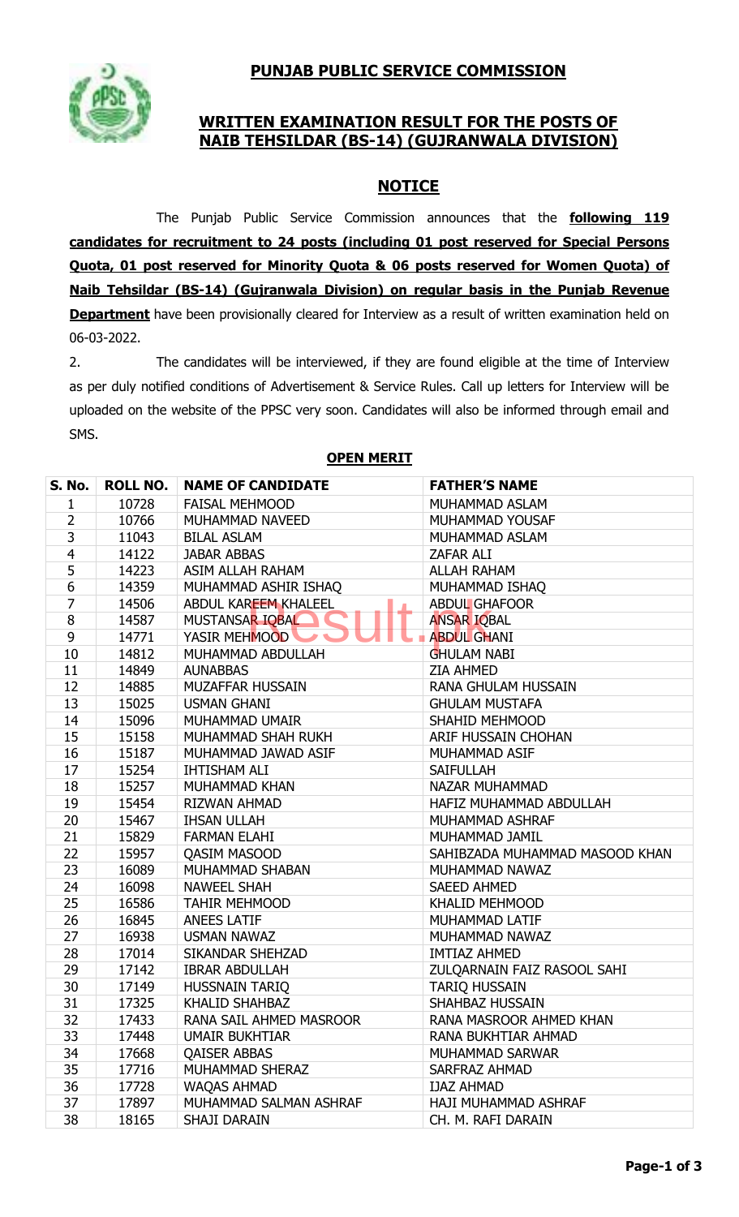# PUNJAB PUBLIC SERVICE COMMISSION

## WRITTEN EXAMINATION RESULT FOR THE POSTS OF NAIB TEHSILDAR (BS-14) (GUJRANWALA DIVISION)

## NOTICE

The Punjab Public Service Commission announces that the **following 119 candidates for recruitment to 24 posts (including 01 post reserved for Special Persons Quota, 01 post reserved for Minority Quota & 06 posts reserved for Women Quota) of Naib Tehsildar (BS-14) (Gujranwala Division) on regular basis in the Punjab Revenue Department** have been provisionally cleared for Interview as a result of written examination held on 06-03-2022.

2. The candidates will be interviewed, if they are found eligible at the time of Interview as per duly notified conditions of Advertisement & Service Rules. Call up letters for Interview will be uploaded on the website of the PPSC very soon. Candidates will also be informed through email and SMS.

### OPEN MERIT

| S. No. | ROLL NO. | NAME OF CANDIDATE | FATHER'S NAME |
|---|---|---|---|
| 1 | 10728 | FAISAL MEHMOOD | MUHAMMAD ASLAM |
| 2 | 10766 | MUHAMMAD NAVEED | MUHAMMAD YOUSAF |
| 3 | 11043 | BILAL ASLAM | MUHAMMAD ASLAM |
| 4 | 14122 | JABAR ABBAS | ZAFAR ALI |
| 5 | 14223 | ASIM ALLAH RAHAM | ALLAH RAHAM |
| 6 | 14359 | MUHAMMAD ASHIR ISHAQ | MUHAMMAD ISHAQ |
| 7 | 14506 | ABDUL KAREEM KHALEEL | ABDUL GHAFOOR |
| 8 | 14587 | MUSTANSAR IQBAL | ANSAR IQBAL |
| 9 | 14771 | YASIR MEHMOOD | ABDUL GHANI |
| 10 | 14812 | MUHAMMAD ABDULLAH | GHULAM NABI |
| 11 | 14849 | AUNABBAS | ZIA AHMED |
| 12 | 14885 | MUZAFFAR HUSSAIN | RANA GHULAM HUSSAIN |
| 13 | 15025 | USMAN GHANI | GHULAM MUSTAFA |
| 14 | 15096 | MUHAMMAD UMAIR | SHAHID MEHMOOD |
| 15 | 15158 | MUHAMMAD SHAH RUKH | ARIF HUSSAIN CHOHAN |
| 16 | 15187 | MUHAMMAD JAWAD ASIF | MUHAMMAD ASIF |
| 17 | 15254 | IHTISHAM ALI | SAIFULLAH |
| 18 | 15257 | MUHAMMAD KHAN | NAZAR MUHAMMAD |
| 19 | 15454 | RIZWAN AHMAD | HAFIZ MUHAMMAD ABDULLAH |
| 20 | 15467 | IHSAN ULLAH | MUHAMMAD ASHRAF |
| 21 | 15829 | FARMAN ELAHI | MUHAMMAD JAMIL |
| 22 | 15957 | QASIM MASOOD | SAHIBZADA MUHAMMAD MASOOD KHAN |
| 23 | 16089 | MUHAMMAD SHABAN | MUHAMMAD NAWAZ |
| 24 | 16098 | NAWEEL SHAH | SAEED AHMED |
| 25 | 16586 | TAHIR MEHMOOD | KHALID MEHMOOD |
| 26 | 16845 | ANEES LATIF | MUHAMMAD LATIF |
| 27 | 16938 | USMAN NAWAZ | MUHAMMAD NAWAZ |
| 28 | 17014 | SIKANDAR SHEHZAD | IMTIAZ AHMED |
| 29 | 17142 | IBRAR ABDULLAH | ZULQARNAIN FAIZ RASOOL SAHI |
| 30 | 17149 | HUSSNAIN TARIQ | TARIQ HUSSAIN |
| 31 | 17325 | KHALID SHAHBAZ | SHAHBAZ HUSSAIN |
| 32 | 17433 | RANA SAIL AHMED MASROOR | RANA MASROOR AHMED KHAN |
| 33 | 17448 | UMAIR BUKHTIAR | RANA BUKHTIAR AHMAD |
| 34 | 17668 | QAISER ABBAS | MUHAMMAD SARWAR |
| 35 | 17716 | MUHAMMAD SHERAZ | SARFRAZ AHMAD |
| 36 | 17728 | WAQAS AHMAD | IJAZ AHMAD |
| 37 | 17897 | MUHAMMAD SALMAN ASHRAF | HAJI MUHAMMAD ASHRAF |
| 38 | 18165 | SHAJI DARAIN | CH. M. RAFI DARAIN |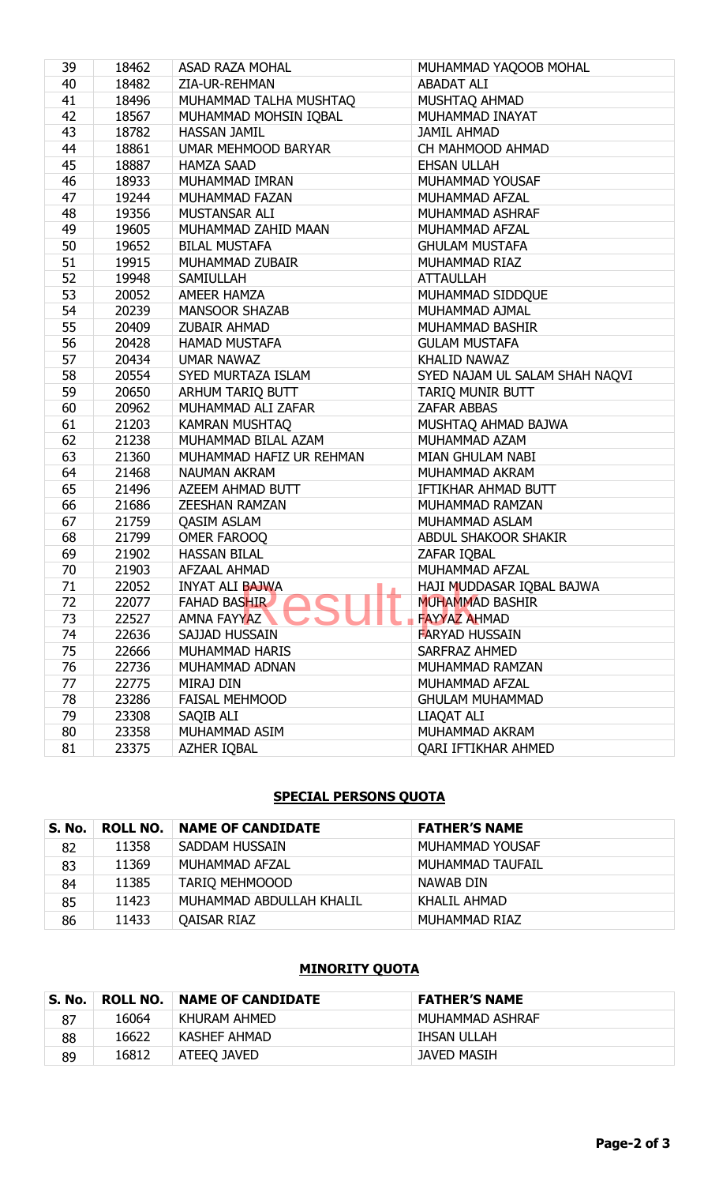| | | | |
|---|---|---|---|
| 39 | 18462 | ASAD RAZA MOHAL | MUHAMMAD YAQOOB MOHAL |
| 40 | 18482 | ZIA-UR-REHMAN | ABADAT ALI |
| 41 | 18496 | MUHAMMAD TALHA MUSHTAQ | MUSHTAQ AHMAD |
| 42 | 18567 | MUHAMMAD MOHSIN IQBAL | MUHAMMAD INAYAT |
| 43 | 18782 | HASSAN JAMIL | JAMIL AHMAD |
| 44 | 18861 | UMAR MEHMOOD BARYAR | CH MAHMOOD AHMAD |
| 45 | 18887 | HAMZA SAAD | EHSAN ULLAH |
| 46 | 18933 | MUHAMMAD IMRAN | MUHAMMAD YOUSAF |
| 47 | 19244 | MUHAMMAD FAZAN | MUHAMMAD AFZAL |
| 48 | 19356 | MUSTANSAR ALI | MUHAMMAD ASHRAF |
| 49 | 19605 | MUHAMMAD ZAHID MAAN | MUHAMMAD AFZAL |
| 50 | 19652 | BILAL MUSTAFA | GHULAM MUSTAFA |
| 51 | 19915 | MUHAMMAD ZUBAIR | MUHAMMAD RIAZ |
| 52 | 19948 | SAMIULLAH | ATTAULLAH |
| 53 | 20052 | AMEER HAMZA | MUHAMMAD SIDDQUE |
| 54 | 20239 | MANSOOR SHAZAB | MUHAMMAD AJMAL |
| 55 | 20409 | ZUBAIR AHMAD | MUHAMMAD BASHIR |
| 56 | 20428 | HAMAD MUSTAFA | GULAM MUSTAFA |
| 57 | 20434 | UMAR NAWAZ | KHALID NAWAZ |
| 58 | 20554 | SYED MURTAZA ISLAM | SYED NAJAM UL SALAM SHAH NAQVI |
| 59 | 20650 | ARHUM TARIQ BUTT | TARIQ MUNIR BUTT |
| 60 | 20962 | MUHAMMAD ALI ZAFAR | ZAFAR ABBAS |
| 61 | 21203 | KAMRAN MUSHTAQ | MUSHTAQ AHMAD BAJWA |
| 62 | 21238 | MUHAMMAD BILAL AZAM | MUHAMMAD AZAM |
| 63 | 21360 | MUHAMMAD HAFIZ UR REHMAN | MIAN GHULAM NABI |
| 64 | 21468 | NAUMAN AKRAM | MUHAMMAD AKRAM |
| 65 | 21496 | AZEEM AHMAD BUTT | IFTIKHAR AHMAD BUTT |
| 66 | 21686 | ZEESHAN RAMZAN | MUHAMMAD RAMZAN |
| 67 | 21759 | QASIM ASLAM | MUHAMMAD ASLAM |
| 68 | 21799 | OMER FAROOQ | ABDUL SHAKOOR SHAKIR |
| 69 | 21902 | HASSAN BILAL | ZAFAR IQBAL |
| 70 | 21903 | AFZAAL AHMAD | MUHAMMAD AFZAL |
| 71 | 22052 | INYAT ALI BAJWA | HAJI MUDDASAR IQBAL BAJWA |
| 72 | 22077 | FAHAD BASHIR | MUHAMMAD BASHIR |
| 73 | 22527 | AMNA FAYYAZ | FAYYAZ AHMAD |
| 74 | 22636 | SAJJAD HUSSAIN | FARYAD HUSSAIN |
| 75 | 22666 | MUHAMMAD HARIS | SARFRAZ AHMED |
| 76 | 22736 | MUHAMMAD ADNAN | MUHAMMAD RAMZAN |
| 77 | 22775 | MIRAJ DIN | MUHAMMAD AFZAL |
| 78 | 23286 | FAISAL MEHMOOD | GHULAM MUHAMMAD |
| 79 | 23308 | SAQIB ALI | LIAQAT ALI |
| 80 | 23358 | MUHAMMAD ASIM | MUHAMMAD AKRAM |
| 81 | 23375 | AZHER IQBAL | QARI IFTIKHAR AHMED |

## SPECIAL PERSONS QUOTA

| S. No. | ROLL NO. | NAME OF CANDIDATE | FATHER'S NAME |
|---|---|---|---|
| 82 | 11358 | SADDAM HUSSAIN | MUHAMMAD YOUSAF |
| 83 | 11369 | MUHAMMAD AFZAL | MUHAMMAD TAUFAIL |
| 84 | 11385 | TARIQ MEHMOOOD | NAWAB DIN |
| 85 | 11423 | MUHAMMAD ABDULLAH KHALIL | KHALIL AHMAD |
| 86 | 11433 | QAISAR RIAZ | MUHAMMAD RIAZ |

## MINORITY QUOTA

| S. No. | ROLL NO. | NAME OF CANDIDATE | FATHER'S NAME |
|---|---|---|---|
| 87 | 16064 | KHURAM AHMED | MUHAMMAD ASHRAF |
| 88 | 16622 | KASHEF AHMAD | IHSAN ULLAH |
| 89 | 16812 | ATEEQ JAVED | JAVED MASIH |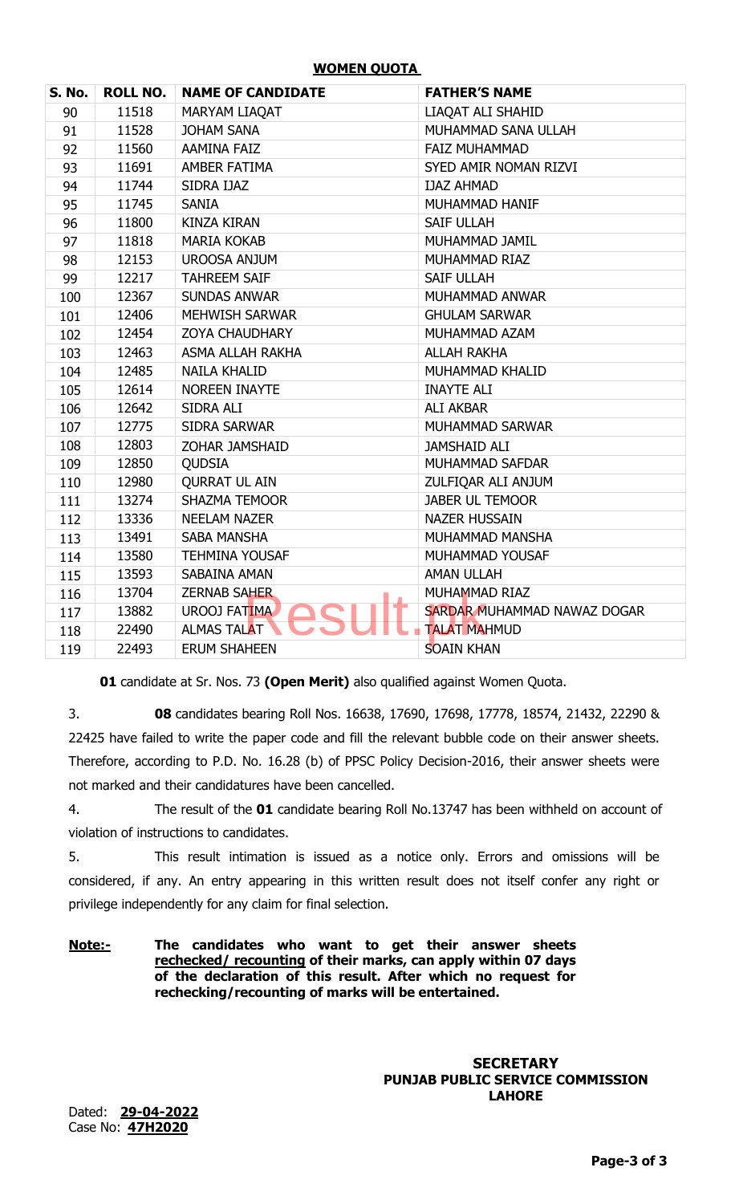## WOMEN QUOTA

| S. No. | ROLL NO. | NAME OF CANDIDATE | FATHER'S NAME |
|---|---|---|---|
| 90 | 11518 | MARYAM LIAQAT | LIAQAT ALI SHAHID |
| 91 | 11528 | JOHAM SANA | MUHAMMAD SANA ULLAH |
| 92 | 11560 | AAMINA FAIZ | FAIZ MUHAMMAD |
| 93 | 11691 | AMBER FATIMA | SYED AMIR NOMAN RIZVI |
| 94 | 11744 | SIDRA IJAZ | IJAZ AHMAD |
| 95 | 11745 | SANIA | MUHAMMAD HANIF |
| 96 | 11800 | KINZA KIRAN | SAIF ULLAH |
| 97 | 11818 | MARIA KOKAB | MUHAMMAD JAMIL |
| 98 | 12153 | UROOSA ANJUM | MUHAMMAD RIAZ |
| 99 | 12217 | TAHREEM SAIF | SAIF ULLAH |
| 100 | 12367 | SUNDAS ANWAR | MUHAMMAD ANWAR |
| 101 | 12406 | MEHWISH SARWAR | GHULAM SARWAR |
| 102 | 12454 | ZOYA CHAUDHARY | MUHAMMAD AZAM |
| 103 | 12463 | ASMA ALLAH RAKHA | ALLAH RAKHA |
| 104 | 12485 | NAILA KHALID | MUHAMMAD KHALID |
| 105 | 12614 | NOREEN INAYTE | INAYTE ALI |
| 106 | 12642 | SIDRA ALI | ALI AKBAR |
| 107 | 12775 | SIDRA SARWAR | MUHAMMAD SARWAR |
| 108 | 12803 | ZOHAR JAMSHAID | JAMSHAID ALI |
| 109 | 12850 | QUDSIA | MUHAMMAD SAFDAR |
| 110 | 12980 | QURRAT UL AIN | ZULFIQAR ALI ANJUM |
| 111 | 13274 | SHAZMA TEMOOR | JABER UL TEMOOR |
| 112 | 13336 | NEELAM NAZER | NAZER HUSSAIN |
| 113 | 13491 | SABA MANSHA | MUHAMMAD MANSHA |
| 114 | 13580 | TEHMINA YOUSAF | MUHAMMAD YOUSAF |
| 115 | 13593 | SABAINA AMAN | AMAN ULLAH |
| 116 | 13704 | ZERNAB SAHER | MUHAMMAD RIAZ |
| 117 | 13882 | UROOJ FATIMA | SARDAR MUHAMMAD NAWAZ DOGAR |
| 118 | 22490 | ALMAS TALAT | TALAT MAHMUD |
| 119 | 22493 | ERUM SHAHEEN | SOAIN KHAN |

**01** candidate at Sr. Nos. 73 **(Open Merit)** also qualified against Women Quota.

3. **08** candidates bearing Roll Nos. 16638, 17690, 17698, 17778, 18574, 21432, 22290 & 22425 have failed to write the paper code and fill the relevant bubble code on their answer sheets. Therefore, according to P.D. No. 16.28 (b) of PPSC Policy Decision-2016, their answer sheets were not marked and their candidatures have been cancelled.

4. The result of the **01** candidate bearing Roll No.13747 has been withheld on account of violation of instructions to candidates.

5. This result intimation is issued as a notice only. Errors and omissions will be considered, if any. An entry appearing in this written result does not itself confer any right or privilege independently for any claim for final selection.

**Note:-** **The candidates who want to get their answer sheets rechecked/ recounting of their marks, can apply within 07 days of the declaration of this result. After which no request for rechecking/recounting of marks will be entertained.**

**SECRETARY**
**PUNJAB PUBLIC SERVICE COMMISSION**
**LAHORE**

Dated: **29-04-2022**
Case No: **47H2020**